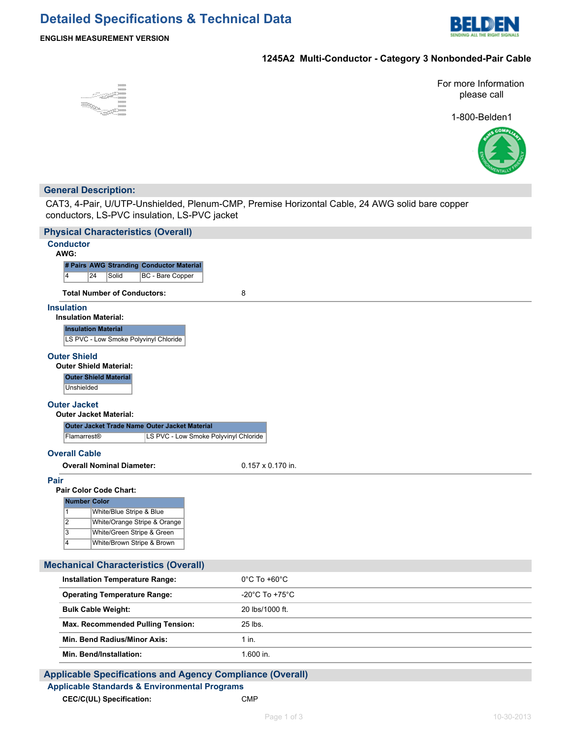# Detailed Specifications & Technical Data

**ENGLISH MEASUREMENT VERSION**

## 1245A2 Multi-Conductor - Category 3 Nonbonded-Pair Cable

For more Information please call

1-800-Belden1

## General Description:

CAT3, 4-Pair, U/UTP-Unshielded, Plenum-CMP, Premise Horizontal Cable, 24 AWG solid bare copper conductors, LS-PVC insulation, LS-PVC jacket

## Physical Characteristics (Overall)

### Conductor

**AWG:**

| # Pairs | AWG | Stranding | Conductor Material |
|---|---|---|---|
| 4 | 24 | Solid | BC - Bare Copper |

**Total Number of Conductors:** 8

### Insulation

**Insulation Material:**

| Insulation Material |
|---|
| LS PVC - Low Smoke Polyvinyl Chloride |

### Outer Shield

**Outer Shield Material:**

| Outer Shield Material |
|---|
| Unshielded |

### Outer Jacket

**Outer Jacket Material:**

| Outer Jacket Trade Name | Outer Jacket Material |
|---|---|
| Flamarrest® | LS PVC - Low Smoke Polyvinyl Chloride |

### Overall Cable

**Overall Nominal Diameter:** 0.157 x 0.170 in.

### Pair

**Pair Color Code Chart:**

| Number | Color |
|---|---|
| 1 | White/Blue Stripe & Blue |
| 2 | White/Orange Stripe & Orange |
| 3 | White/Green Stripe & Green |
| 4 | White/Brown Stripe & Brown |

## Mechanical Characteristics (Overall)

| | |
|---|---|
| **Installation Temperature Range:** | 0°C To +60°C |
| **Operating Temperature Range:** | -20°C To +75°C |
| **Bulk Cable Weight:** | 20 lbs/1000 ft. |
| **Max. Recommended Pulling Tension:** | 25 lbs. |
| **Min. Bend Radius/Minor Axis:** | 1 in. |
| **Min. Bend/Installation:** | 1.600 in. |

## Applicable Specifications and Agency Compliance (Overall)

### Applicable Standards & Environmental Programs

**CEC/C(UL) Specification:** CMP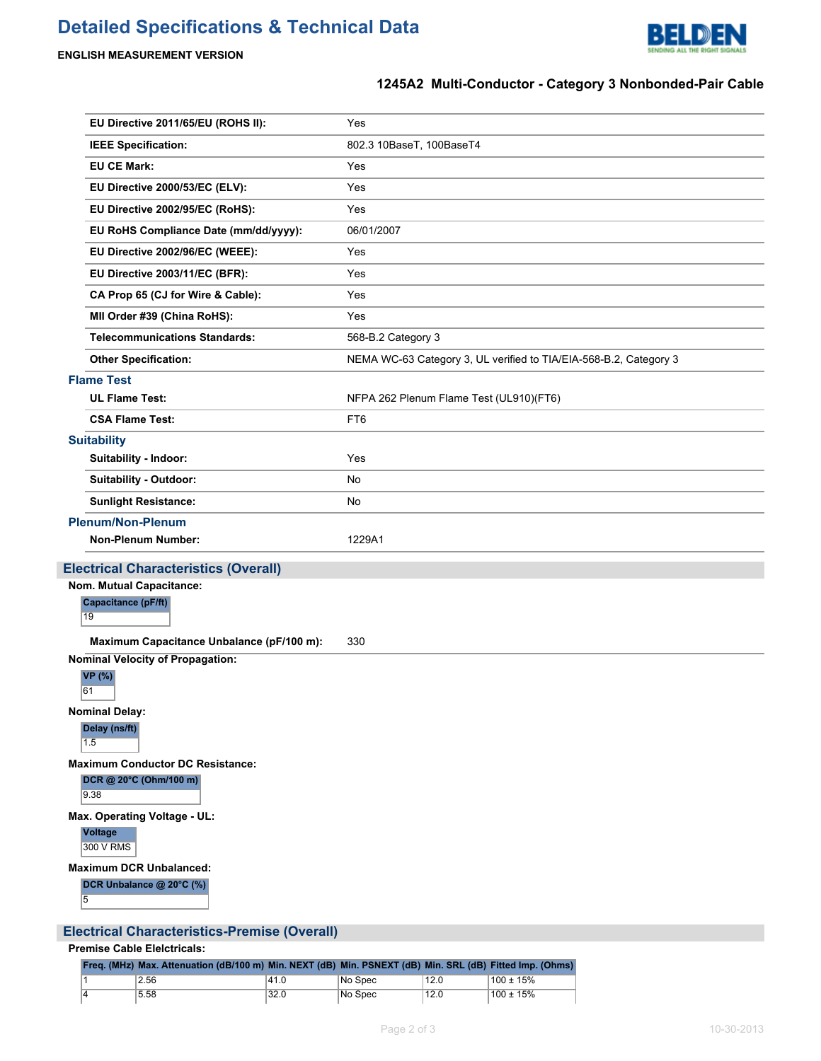# Detailed Specifications & Technical Data

**ENGLISH MEASUREMENT VERSION**

### 1245A2 Multi-Conductor - Category 3 Nonbonded-Pair Cable

| | |
|---|---|
| **EU Directive 2011/65/EU (ROHS II):** | Yes |
| **IEEE Specification:** | 802.3 10BaseT, 100BaseT4 |
| **EU CE Mark:** | Yes |
| **EU Directive 2000/53/EC (ELV):** | Yes |
| **EU Directive 2002/95/EC (RoHS):** | Yes |
| **EU RoHS Compliance Date (mm/dd/yyyy):** | 06/01/2007 |
| **EU Directive 2002/96/EC (WEEE):** | Yes |
| **EU Directive 2003/11/EC (BFR):** | Yes |
| **CA Prop 65 (CJ for Wire & Cable):** | Yes |
| **MII Order #39 (China RoHS):** | Yes |
| **Telecommunications Standards:** | 568-B.2 Category 3 |
| **Other Specification:** | NEMA WC-63 Category 3, UL verified to TIA/EIA-568-B.2, Category 3 |

#### Flame Test

| | |
|---|---|
| **UL Flame Test:** | NFPA 262 Plenum Flame Test (UL910)(FT6) |
| **CSA Flame Test:** | FT6 |

#### Suitability

| | |
|---|---|
| **Suitability - Indoor:** | Yes |
| **Suitability - Outdoor:** | No |
| **Sunlight Resistance:** | No |

#### Plenum/Non-Plenum

| | |
|---|---|
| **Non-Plenum Number:** | 1229A1 |

## Electrical Characteristics (Overall)

**Nom. Mutual Capacitance:**

| Capacitance (pF/ft) |
|---|
| 19 |

**Maximum Capacitance Unbalance (pF/100 m):** 330

**Nominal Velocity of Propagation:**

| VP (%) |
|---|
| 61 |

**Nominal Delay:**

| Delay (ns/ft) |
|---|
| 1.5 |

**Maximum Conductor DC Resistance:**

| DCR @ 20°C (Ohm/100 m) |
|---|
| 9.38 |

**Max. Operating Voltage - UL:**

| Voltage |
|---|
| 300 V RMS |

**Maximum DCR Unbalanced:**

| DCR Unbalance @ 20°C (%) |
|---|
| 5 |

## Electrical Characteristics-Premise (Overall)

**Premise Cable Elelctricals:**

| Freq. (MHz) | Max. Attenuation (dB/100 m) | Min. NEXT (dB) | Min. PSNEXT (dB) | Min. SRL (dB) | Fitted Imp. (Ohms) |
|---|---|---|---|---|---|
| 1 | 2.56 | 41.0 | No Spec | 12.0 | 100 ± 15% |
| 4 | 5.58 | 32.0 | No Spec | 12.0 | 100 ± 15% |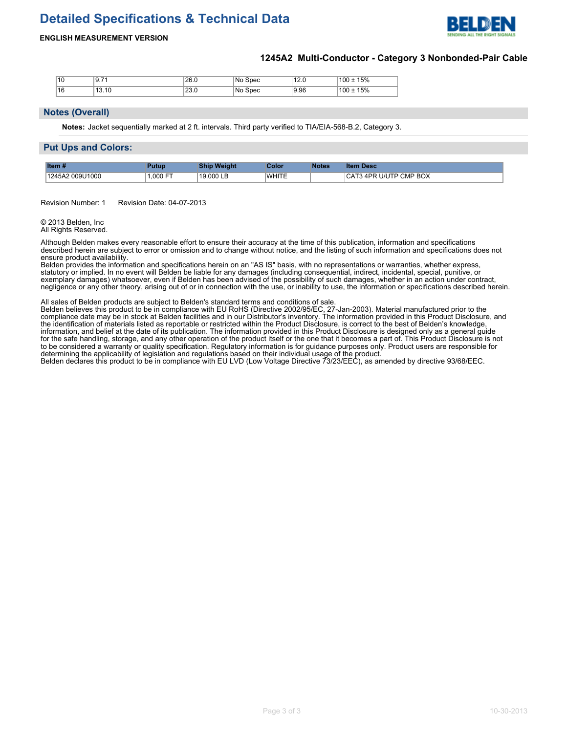| | | | | | |
|---|---|---|---|---|---|
| 10 | 9.71 | 26.0 | No Spec | 12.0 | 100 ± 15% |
| 16 | 13.10 | 23.0 | No Spec | 9.96 | 100 ± 15% |

## Notes (Overall)

**Notes:** Jacket sequentially marked at 2 ft. intervals. Third party verified to TIA/EIA-568-B.2, Category 3.

## Put Ups and Colors:

| Item # | Putup | Ship Weight | Color | Notes | Item Desc |
|---|---|---|---|---|---|
| 1245A2 009U1000 | 1,000 FT | 19.000 LB | WHITE | | CAT3 4PR U/UTP CMP BOX |

Revision Number: 1 Revision Date: 04-07-2013

© 2013 Belden, Inc
All Rights Reserved.

Although Belden makes every reasonable effort to ensure their accuracy at the time of this publication, information and specifications described herein are subject to error or omission and to change without notice, and the listing of such information and specifications does not ensure product availability.
Belden provides the information and specifications herein on an "AS IS" basis, with no representations or warranties, whether express, statutory or implied. In no event will Belden be liable for any damages (including consequential, indirect, incidental, special, punitive, or exemplary damages) whatsoever, even if Belden has been advised of the possibility of such damages, whether in an action under contract, negligence or any other theory, arising out of or in connection with the use, or inability to use, the information or specifications described herein.

All sales of Belden products are subject to Belden's standard terms and conditions of sale.
Belden believes this product to be in compliance with EU RoHS (Directive 2002/95/EC, 27-Jan-2003). Material manufactured prior to the compliance date may be in stock at Belden facilities and in our Distributor's inventory. The information provided in this Product Disclosure, and the identification of materials listed as reportable or restricted within the Product Disclosure, is correct to the best of Belden's knowledge, information, and belief at the date of its publication. The information provided in this Product Disclosure is designed only as a general guide for the safe handling, storage, and any other operation of the product itself or the one that it becomes a part of. This Product Disclosure is not to be considered a warranty or quality specification. Regulatory information is for guidance purposes only. Product users are responsible for determining the applicability of legislation and regulations based on their individual usage of the product.
Belden declares this product to be in compliance with EU LVD (Low Voltage Directive 73/23/EEC), as amended by directive 93/68/EEC.